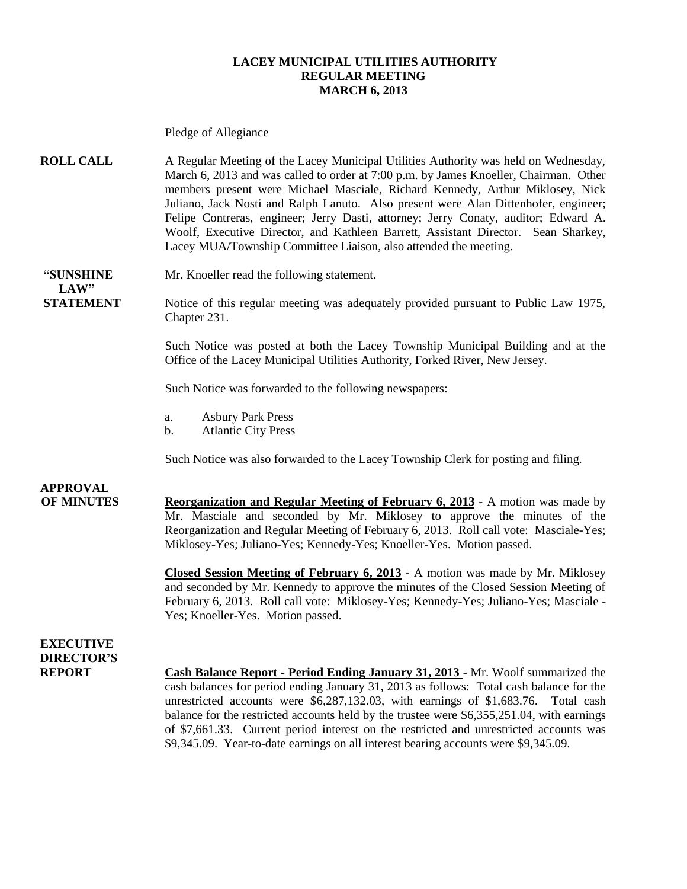**LACEY MUNICIPAL UTILITIES AUTHORITY**
**REGULAR MEETING**
**MARCH 6, 2013**

Pledge of Allegiance

**ROLL CALL** A Regular Meeting of the Lacey Municipal Utilities Authority was held on Wednesday, March 6, 2013 and was called to order at 7:00 p.m. by James Knoeller, Chairman. Other members present were Michael Masciale, Richard Kennedy, Arthur Miklosey, Nick Juliano, Jack Nosti and Ralph Lanuto. Also present were Alan Dittenhofer, engineer; Felipe Contreras, engineer; Jerry Dasti, attorney; Jerry Conaty, auditor; Edward A. Woolf, Executive Director, and Kathleen Barrett, Assistant Director. Sean Sharkey, Lacey MUA/Township Committee Liaison, also attended the meeting.

**"SUNSHINE LAW" STATEMENT** Mr. Knoeller read the following statement.

Notice of this regular meeting was adequately provided pursuant to Public Law 1975, Chapter 231.

Such Notice was posted at both the Lacey Township Municipal Building and at the Office of the Lacey Municipal Utilities Authority, Forked River, New Jersey.

Such Notice was forwarded to the following newspapers:

a. Asbury Park Press
b. Atlantic City Press

Such Notice was also forwarded to the Lacey Township Clerk for posting and filing.

**APPROVAL OF MINUTES** **Reorganization and Regular Meeting of February 6, 2013** - A motion was made by Mr. Masciale and seconded by Mr. Miklosey to approve the minutes of the Reorganization and Regular Meeting of February 6, 2013. Roll call vote: Masciale-Yes; Miklosey-Yes; Juliano-Yes; Kennedy-Yes; Knoeller-Yes. Motion passed.

**Closed Session Meeting of February 6, 2013** - A motion was made by Mr. Miklosey and seconded by Mr. Kennedy to approve the minutes of the Closed Session Meeting of February 6, 2013. Roll call vote: Miklosey-Yes; Kennedy-Yes; Juliano-Yes; Masciale - Yes; Knoeller-Yes. Motion passed.

**EXECUTIVE DIRECTOR'S REPORT** **Cash Balance Report - Period Ending January 31, 2013** - Mr. Woolf summarized the cash balances for period ending January 31, 2013 as follows: Total cash balance for the unrestricted accounts were $6,287,132.03, with earnings of $1,683.76. Total cash balance for the restricted accounts held by the trustee were $6,355,251.04, with earnings of $7,661.33. Current period interest on the restricted and unrestricted accounts was $9,345.09. Year-to-date earnings on all interest bearing accounts were $9,345.09.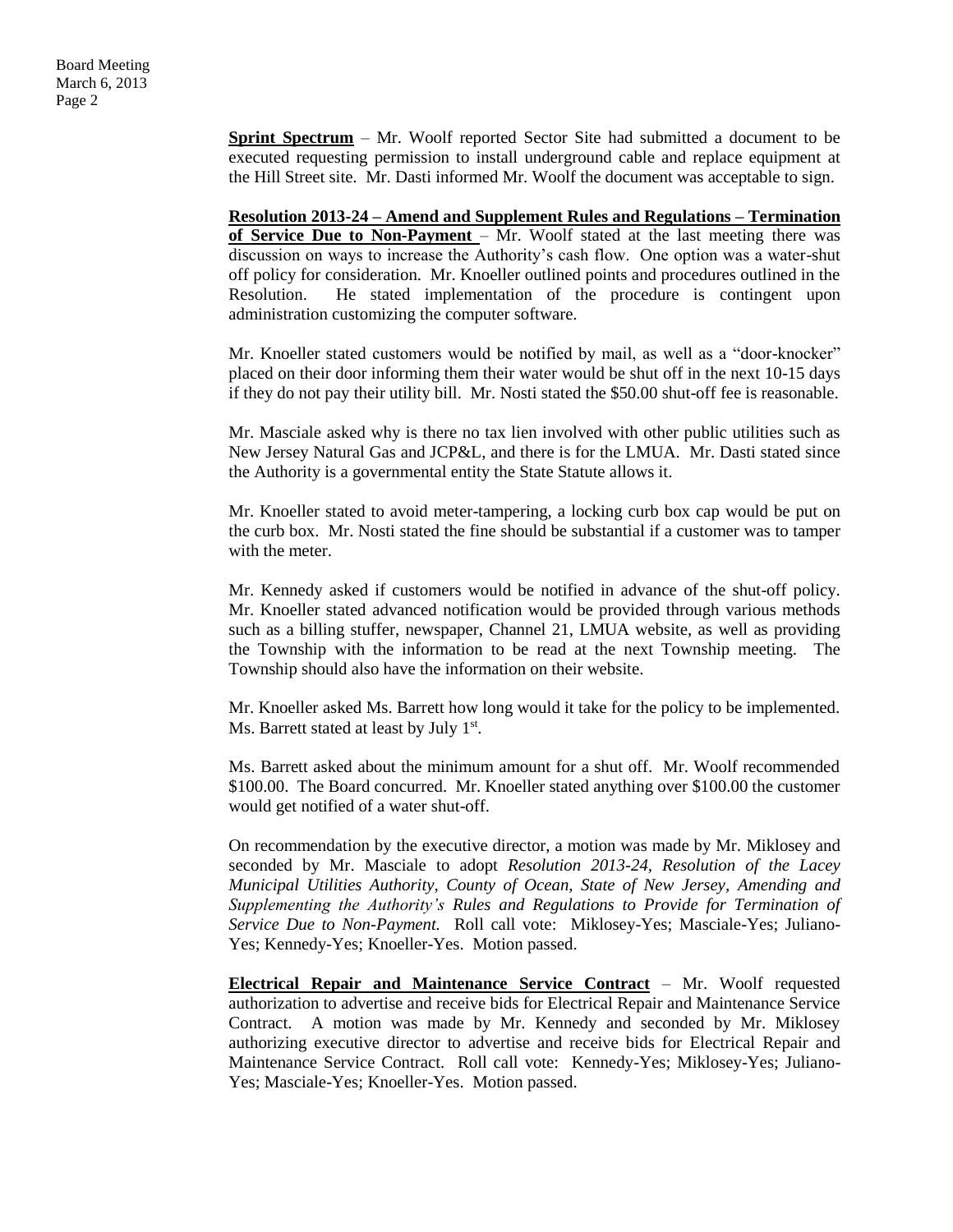**Sprint Spectrum** – Mr. Woolf reported Sector Site had submitted a document to be executed requesting permission to install underground cable and replace equipment at the Hill Street site. Mr. Dasti informed Mr. Woolf the document was acceptable to sign.

**Resolution 2013-24 – Amend and Supplement Rules and Regulations – Termination of Service Due to Non-Payment** – Mr. Woolf stated at the last meeting there was discussion on ways to increase the Authority's cash flow. One option was a water-shut off policy for consideration. Mr. Knoeller outlined points and procedures outlined in the Resolution. He stated implementation of the procedure is contingent upon administration customizing the computer software.

Mr. Knoeller stated customers would be notified by mail, as well as a "door-knocker" placed on their door informing them their water would be shut off in the next 10-15 days if they do not pay their utility bill. Mr. Nosti stated the $50.00 shut-off fee is reasonable.

Mr. Masciale asked why is there no tax lien involved with other public utilities such as New Jersey Natural Gas and JCP&L, and there is for the LMUA. Mr. Dasti stated since the Authority is a governmental entity the State Statute allows it.

Mr. Knoeller stated to avoid meter-tampering, a locking curb box cap would be put on the curb box. Mr. Nosti stated the fine should be substantial if a customer was to tamper with the meter.

Mr. Kennedy asked if customers would be notified in advance of the shut-off policy. Mr. Knoeller stated advanced notification would be provided through various methods such as a billing stuffer, newspaper, Channel 21, LMUA website, as well as providing the Township with the information to be read at the next Township meeting. The Township should also have the information on their website.

Mr. Knoeller asked Ms. Barrett how long would it take for the policy to be implemented. Ms. Barrett stated at least by July 1st.

Ms. Barrett asked about the minimum amount for a shut off. Mr. Woolf recommended $100.00. The Board concurred. Mr. Knoeller stated anything over $100.00 the customer would get notified of a water shut-off.

On recommendation by the executive director, a motion was made by Mr. Miklosey and seconded by Mr. Masciale to adopt *Resolution 2013-24, Resolution of the Lacey Municipal Utilities Authority, County of Ocean, State of New Jersey, Amending and Supplementing the Authority's Rules and Regulations to Provide for Termination of Service Due to Non-Payment.* Roll call vote: Miklosey-Yes; Masciale-Yes; Juliano-Yes; Kennedy-Yes; Knoeller-Yes. Motion passed.

**Electrical Repair and Maintenance Service Contract** – Mr. Woolf requested authorization to advertise and receive bids for Electrical Repair and Maintenance Service Contract. A motion was made by Mr. Kennedy and seconded by Mr. Miklosey authorizing executive director to advertise and receive bids for Electrical Repair and Maintenance Service Contract. Roll call vote: Kennedy-Yes; Miklosey-Yes; Juliano-Yes; Masciale-Yes; Knoeller-Yes. Motion passed.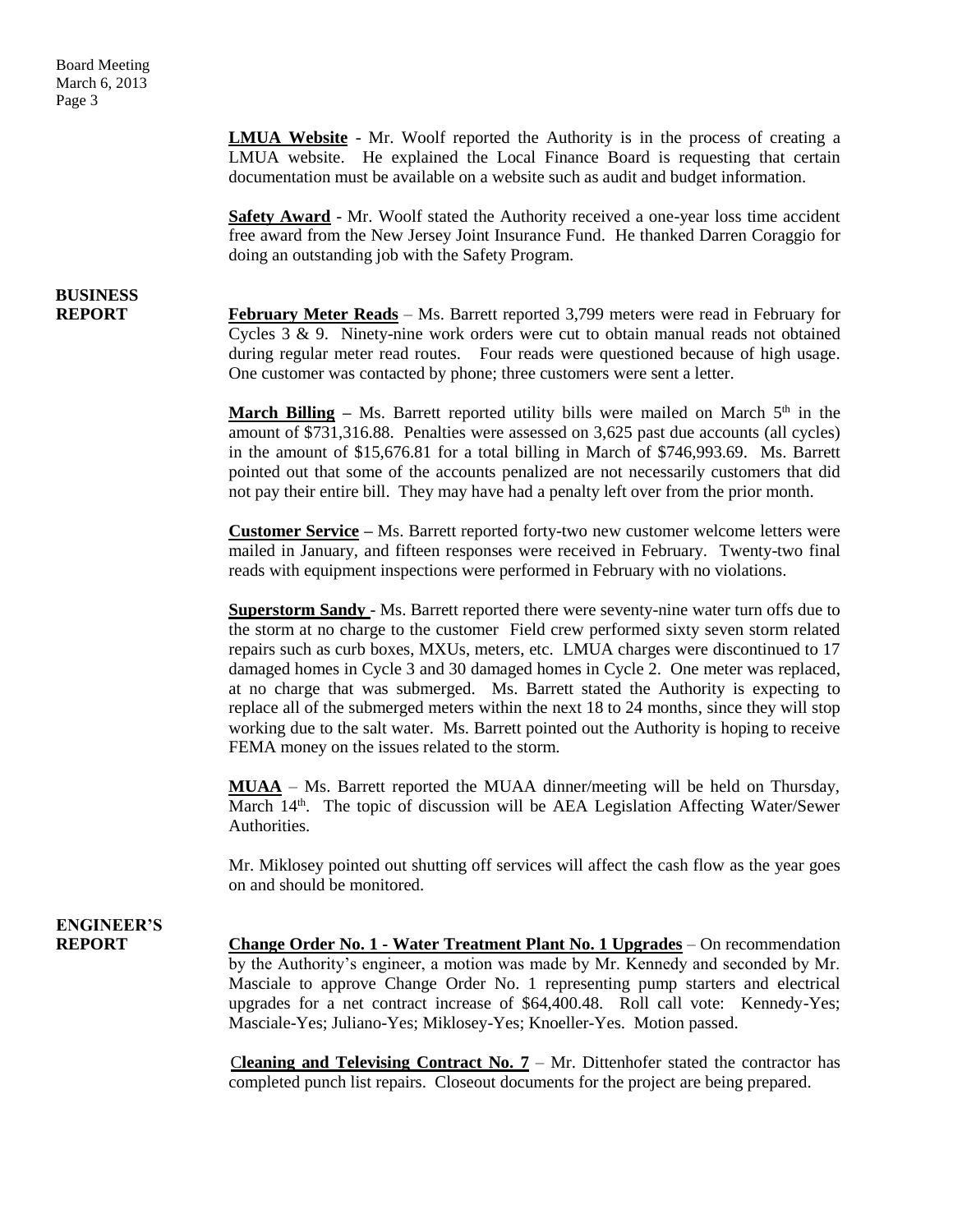**LMUA Website** - Mr. Woolf reported the Authority is in the process of creating a LMUA website. He explained the Local Finance Board is requesting that certain documentation must be available on a website such as audit and budget information.

**Safety Award** - Mr. Woolf stated the Authority received a one-year loss time accident free award from the New Jersey Joint Insurance Fund. He thanked Darren Coraggio for doing an outstanding job with the Safety Program.

## BUSINESS REPORT

**February Meter Reads** – Ms. Barrett reported 3,799 meters were read in February for Cycles 3 & 9. Ninety-nine work orders were cut to obtain manual reads not obtained during regular meter read routes. Four reads were questioned because of high usage. One customer was contacted by phone; three customers were sent a letter.

**March Billing** – Ms. Barrett reported utility bills were mailed on March 5th in the amount of $731,316.88. Penalties were assessed on 3,625 past due accounts (all cycles) in the amount of $15,676.81 for a total billing in March of $746,993.69. Ms. Barrett pointed out that some of the accounts penalized are not necessarily customers that did not pay their entire bill. They may have had a penalty left over from the prior month.

**Customer Service** – Ms. Barrett reported forty-two new customer welcome letters were mailed in January, and fifteen responses were received in February. Twenty-two final reads with equipment inspections were performed in February with no violations.

**Superstorm Sandy** - Ms. Barrett reported there were seventy-nine water turn offs due to the storm at no charge to the customer Field crew performed sixty seven storm related repairs such as curb boxes, MXUs, meters, etc. LMUA charges were discontinued to 17 damaged homes in Cycle 3 and 30 damaged homes in Cycle 2. One meter was replaced, at no charge that was submerged. Ms. Barrett stated the Authority is expecting to replace all of the submerged meters within the next 18 to 24 months, since they will stop working due to the salt water. Ms. Barrett pointed out the Authority is hoping to receive FEMA money on the issues related to the storm.

**MUAA** – Ms. Barrett reported the MUAA dinner/meeting will be held on Thursday, March 14th. The topic of discussion will be AEA Legislation Affecting Water/Sewer Authorities.

Mr. Miklosey pointed out shutting off services will affect the cash flow as the year goes on and should be monitored.

## ENGINEER'S REPORT

**Change Order No. 1 - Water Treatment Plant No. 1 Upgrades** – On recommendation by the Authority's engineer, a motion was made by Mr. Kennedy and seconded by Mr. Masciale to approve Change Order No. 1 representing pump starters and electrical upgrades for a net contract increase of $64,400.48. Roll call vote: Kennedy-Yes; Masciale-Yes; Juliano-Yes; Miklosey-Yes; Knoeller-Yes. Motion passed.

**Cleaning and Televising Contract No. 7** – Mr. Dittenhofer stated the contractor has completed punch list repairs. Closeout documents for the project are being prepared.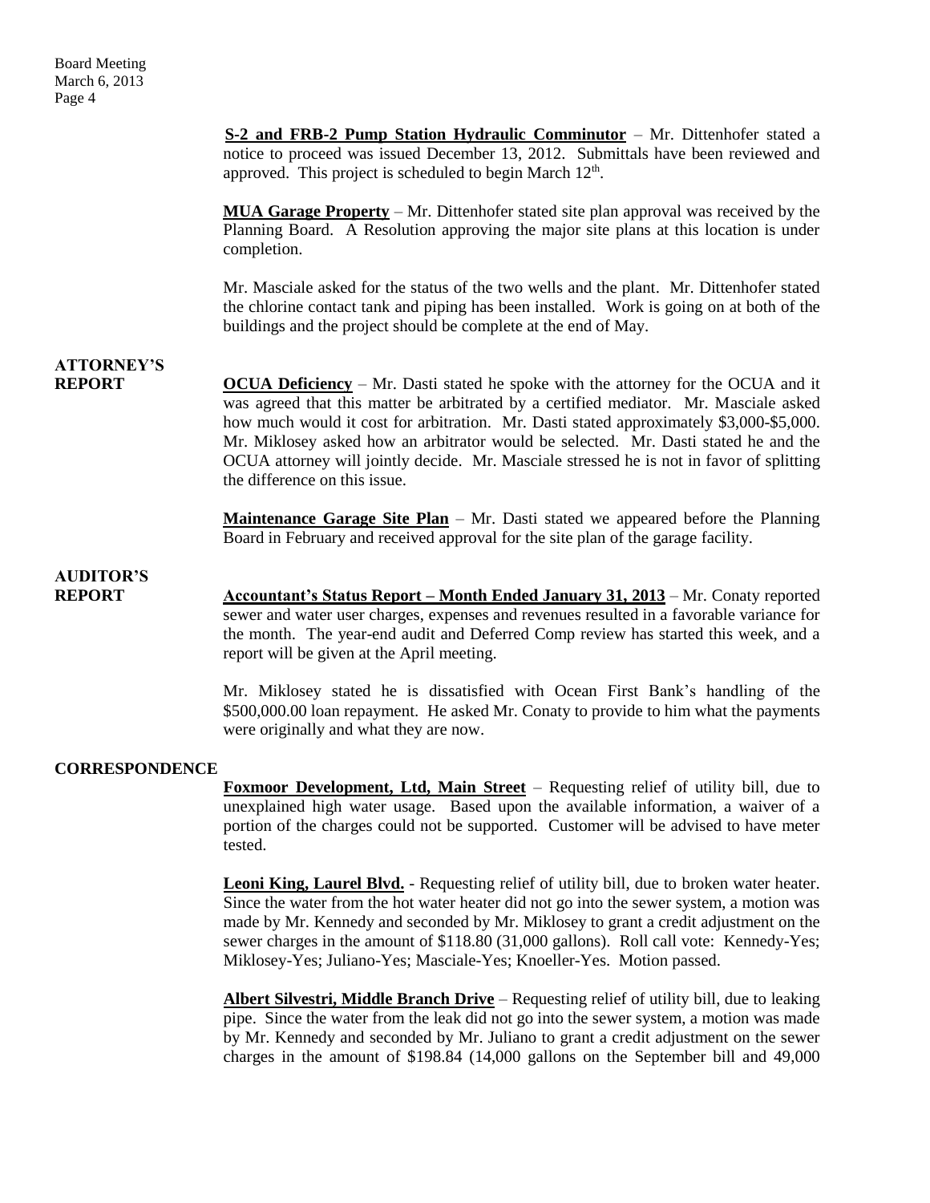**S-2 and FRB-2 Pump Station Hydraulic Comminutor** – Mr. Dittenhofer stated a notice to proceed was issued December 13, 2012. Submittals have been reviewed and approved. This project is scheduled to begin March 12th.

**MUA Garage Property** – Mr. Dittenhofer stated site plan approval was received by the Planning Board. A Resolution approving the major site plans at this location is under completion.

Mr. Masciale asked for the status of the two wells and the plant. Mr. Dittenhofer stated the chlorine contact tank and piping has been installed. Work is going on at both of the buildings and the project should be complete at the end of May.

## ATTORNEY'S REPORT

**OCUA Deficiency** – Mr. Dasti stated he spoke with the attorney for the OCUA and it was agreed that this matter be arbitrated by a certified mediator. Mr. Masciale asked how much would it cost for arbitration. Mr. Dasti stated approximately $3,000-$5,000. Mr. Miklosey asked how an arbitrator would be selected. Mr. Dasti stated he and the OCUA attorney will jointly decide. Mr. Masciale stressed he is not in favor of splitting the difference on this issue.

**Maintenance Garage Site Plan** – Mr. Dasti stated we appeared before the Planning Board in February and received approval for the site plan of the garage facility.

## AUDITOR'S REPORT

**Accountant's Status Report – Month Ended January 31, 2013** – Mr. Conaty reported sewer and water user charges, expenses and revenues resulted in a favorable variance for the month. The year-end audit and Deferred Comp review has started this week, and a report will be given at the April meeting.

Mr. Miklosey stated he is dissatisfied with Ocean First Bank's handling of the $500,000.00 loan repayment. He asked Mr. Conaty to provide to him what the payments were originally and what they are now.

## CORRESPONDENCE

**Foxmoor Development, Ltd, Main Street** – Requesting relief of utility bill, due to unexplained high water usage. Based upon the available information, a waiver of a portion of the charges could not be supported. Customer will be advised to have meter tested.

**Leoni King, Laurel Blvd.** - Requesting relief of utility bill, due to broken water heater. Since the water from the hot water heater did not go into the sewer system, a motion was made by Mr. Kennedy and seconded by Mr. Miklosey to grant a credit adjustment on the sewer charges in the amount of $118.80 (31,000 gallons). Roll call vote: Kennedy-Yes; Miklosey-Yes; Juliano-Yes; Masciale-Yes; Knoeller-Yes. Motion passed.

**Albert Silvestri, Middle Branch Drive** – Requesting relief of utility bill, due to leaking pipe. Since the water from the leak did not go into the sewer system, a motion was made by Mr. Kennedy and seconded by Mr. Juliano to grant a credit adjustment on the sewer charges in the amount of $198.84 (14,000 gallons on the September bill and 49,000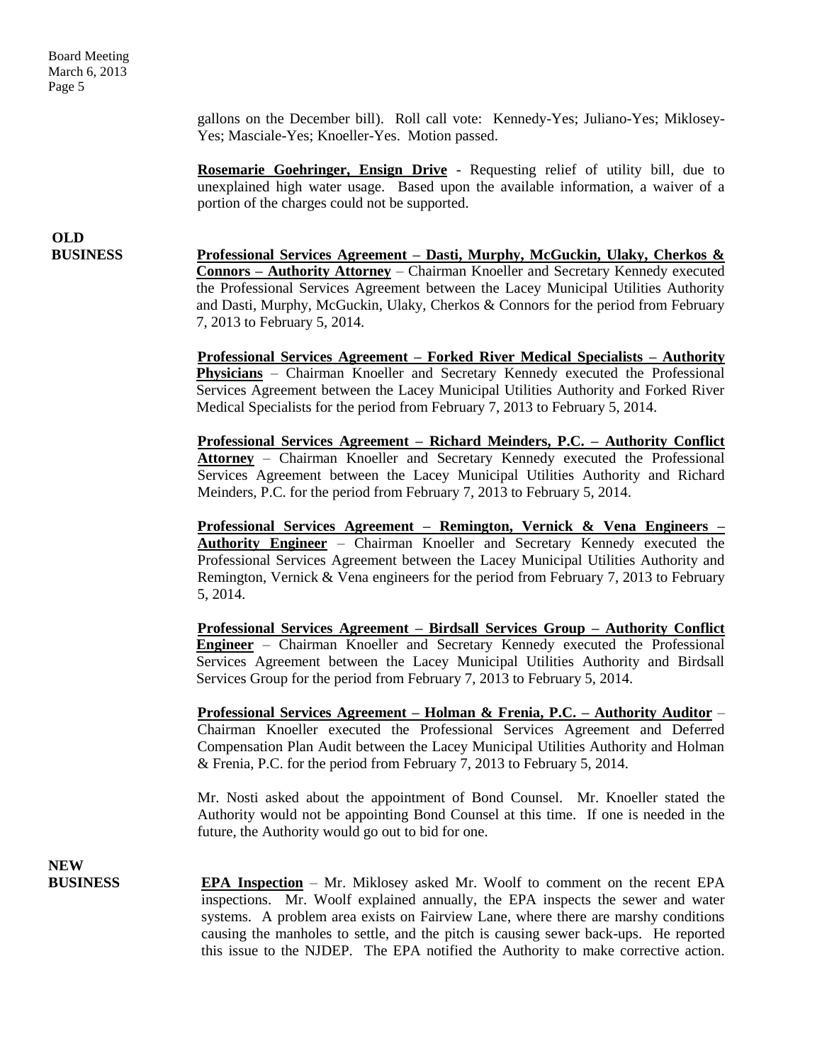gallons on the December bill). Roll call vote: Kennedy-Yes; Juliano-Yes; Miklosey-Yes; Masciale-Yes; Knoeller-Yes. Motion passed.

**Rosemarie Goehringer, Ensign Drive** - Requesting relief of utility bill, due to unexplained high water usage. Based upon the available information, a waiver of a portion of the charges could not be supported.

## OLD BUSINESS

**Professional Services Agreement – Dasti, Murphy, McGuckin, Ulaky, Cherkos & Connors – Authority Attorney** – Chairman Knoeller and Secretary Kennedy executed the Professional Services Agreement between the Lacey Municipal Utilities Authority and Dasti, Murphy, McGuckin, Ulaky, Cherkos & Connors for the period from February 7, 2013 to February 5, 2014.

**Professional Services Agreement – Forked River Medical Specialists – Authority Physicians** – Chairman Knoeller and Secretary Kennedy executed the Professional Services Agreement between the Lacey Municipal Utilities Authority and Forked River Medical Specialists for the period from February 7, 2013 to February 5, 2014.

**Professional Services Agreement – Richard Meinders, P.C. – Authority Conflict Attorney** – Chairman Knoeller and Secretary Kennedy executed the Professional Services Agreement between the Lacey Municipal Utilities Authority and Richard Meinders, P.C. for the period from February 7, 2013 to February 5, 2014.

**Professional Services Agreement – Remington, Vernick & Vena Engineers – Authority Engineer** – Chairman Knoeller and Secretary Kennedy executed the Professional Services Agreement between the Lacey Municipal Utilities Authority and Remington, Vernick & Vena engineers for the period from February 7, 2013 to February 5, 2014.

**Professional Services Agreement – Birdsall Services Group – Authority Conflict Engineer** – Chairman Knoeller and Secretary Kennedy executed the Professional Services Agreement between the Lacey Municipal Utilities Authority and Birdsall Services Group for the period from February 7, 2013 to February 5, 2014.

**Professional Services Agreement – Holman & Frenia, P.C. – Authority Auditor** – Chairman Knoeller executed the Professional Services Agreement and Deferred Compensation Plan Audit between the Lacey Municipal Utilities Authority and Holman & Frenia, P.C. for the period from February 7, 2013 to February 5, 2014.

Mr. Nosti asked about the appointment of Bond Counsel. Mr. Knoeller stated the Authority would not be appointing Bond Counsel at this time. If one is needed in the future, the Authority would go out to bid for one.

## NEW BUSINESS

**EPA Inspection** – Mr. Miklosey asked Mr. Woolf to comment on the recent EPA inspections. Mr. Woolf explained annually, the EPA inspects the sewer and water systems. A problem area exists on Fairview Lane, where there are marshy conditions causing the manholes to settle, and the pitch is causing sewer back-ups. He reported this issue to the NJDEP. The EPA notified the Authority to make corrective action.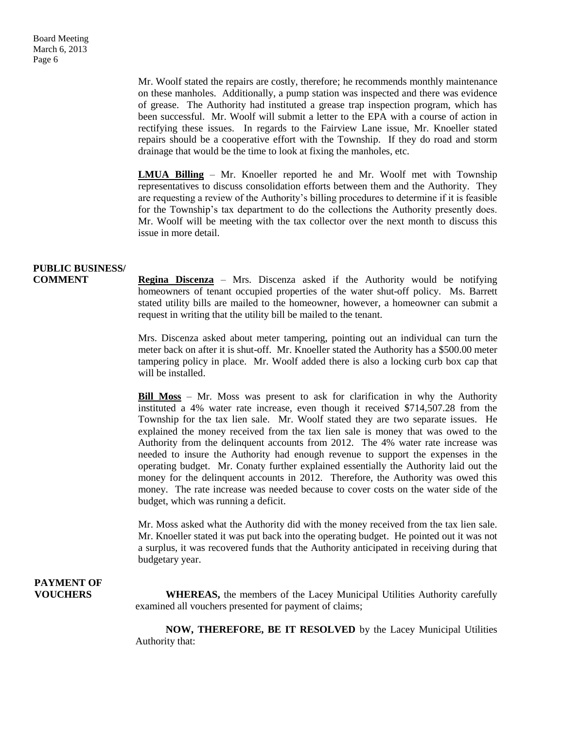Mr. Woolf stated the repairs are costly, therefore; he recommends monthly maintenance on these manholes. Additionally, a pump station was inspected and there was evidence of grease. The Authority had instituted a grease trap inspection program, which has been successful. Mr. Woolf will submit a letter to the EPA with a course of action in rectifying these issues. In regards to the Fairview Lane issue, Mr. Knoeller stated repairs should be a cooperative effort with the Township. If they do road and storm drainage that would be the time to look at fixing the manholes, etc.

**LMUA Billing** – Mr. Knoeller reported he and Mr. Woolf met with Township representatives to discuss consolidation efforts between them and the Authority. They are requesting a review of the Authority's billing procedures to determine if it is feasible for the Township's tax department to do the collections the Authority presently does. Mr. Woolf will be meeting with the tax collector over the next month to discuss this issue in more detail.

**PUBLIC BUSINESS/ COMMENT**

**Regina Discenza** – Mrs. Discenza asked if the Authority would be notifying homeowners of tenant occupied properties of the water shut-off policy. Ms. Barrett stated utility bills are mailed to the homeowner, however, a homeowner can submit a request in writing that the utility bill be mailed to the tenant.

Mrs. Discenza asked about meter tampering, pointing out an individual can turn the meter back on after it is shut-off. Mr. Knoeller stated the Authority has a $500.00 meter tampering policy in place. Mr. Woolf added there is also a locking curb box cap that will be installed.

**Bill Moss** – Mr. Moss was present to ask for clarification in why the Authority instituted a 4% water rate increase, even though it received $714,507.28 from the Township for the tax lien sale. Mr. Woolf stated they are two separate issues. He explained the money received from the tax lien sale is money that was owed to the Authority from the delinquent accounts from 2012. The 4% water rate increase was needed to insure the Authority had enough revenue to support the expenses in the operating budget. Mr. Conaty further explained essentially the Authority laid out the money for the delinquent accounts in 2012. Therefore, the Authority was owed this money. The rate increase was needed because to cover costs on the water side of the budget, which was running a deficit.

Mr. Moss asked what the Authority did with the money received from the tax lien sale. Mr. Knoeller stated it was put back into the operating budget. He pointed out it was not a surplus, it was recovered funds that the Authority anticipated in receiving during that budgetary year.

**PAYMENT OF VOUCHERS**

**WHEREAS,** the members of the Lacey Municipal Utilities Authority carefully examined all vouchers presented for payment of claims;

**NOW, THEREFORE, BE IT RESOLVED** by the Lacey Municipal Utilities Authority that: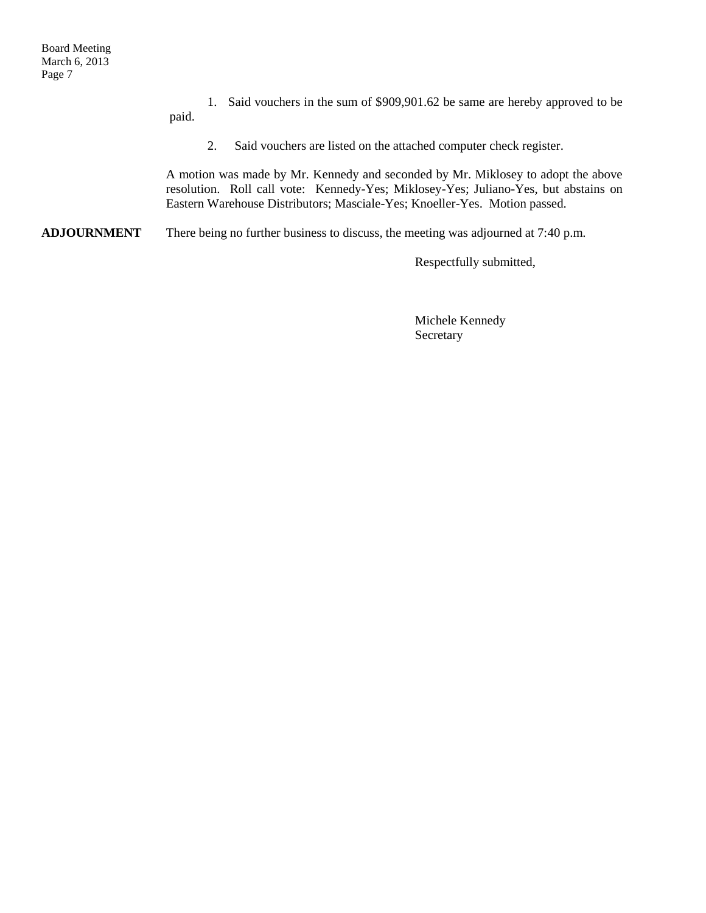1. Said vouchers in the sum of $909,901.62 be same are hereby approved to be paid.

2. Said vouchers are listed on the attached computer check register.

A motion was made by Mr. Kennedy and seconded by Mr. Miklosey to adopt the above resolution. Roll call vote: Kennedy-Yes; Miklosey-Yes; Juliano-Yes, but abstains on Eastern Warehouse Distributors; Masciale-Yes; Knoeller-Yes. Motion passed.

**ADJOURNMENT** There being no further business to discuss, the meeting was adjourned at 7:40 p.m.

Respectfully submitted,

Michele Kennedy
Secretary